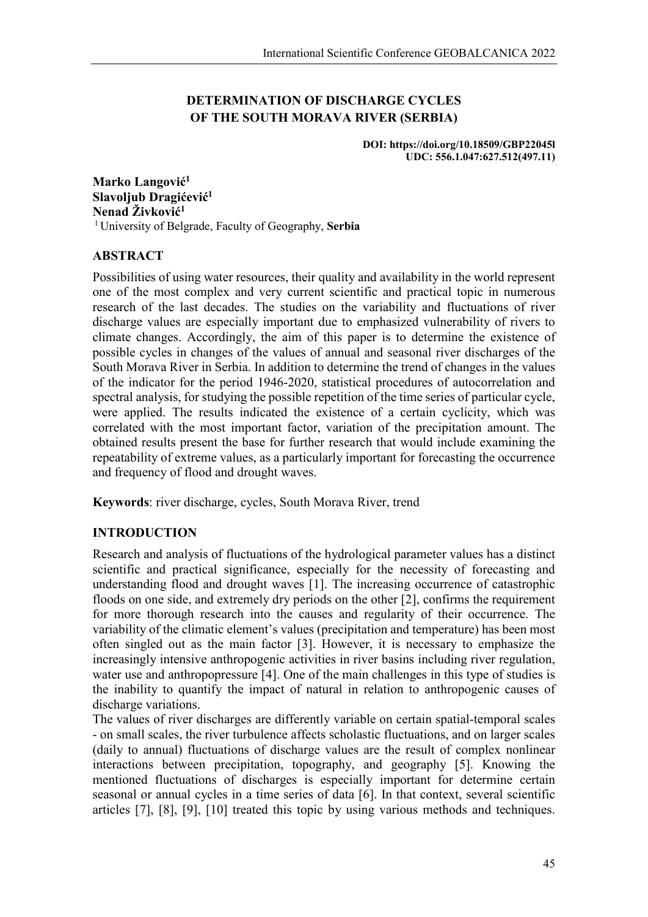# DETERMINATION OF DISCHARGE CYCLES OF THE SOUTH MORAVA RIVER (SERBIA)

**DOI: https://doi.org/10.18509/GBP22045l**
**UDC: 556.1.047:627.512(497.11)**

**Marko Langović[1]**
**Slavoljub Dragićević[1]**
**Nenad Živković[1]**
[1] University of Belgrade, Faculty of Geography, **Serbia**

## ABSTRACT

Possibilities of using water resources, their quality and availability in the world represent one of the most complex and very current scientific and practical topic in numerous research of the last decades. The studies on the variability and fluctuations of river discharge values are especially important due to emphasized vulnerability of rivers to climate changes. Accordingly, the aim of this paper is to determine the existence of possible cycles in changes of the values of annual and seasonal river discharges of the South Morava River in Serbia. In addition to determine the trend of changes in the values of the indicator for the period 1946-2020, statistical procedures of autocorrelation and spectral analysis, for studying the possible repetition of the time series of particular cycle, were applied. The results indicated the existence of a certain cyclicity, which was correlated with the most important factor, variation of the precipitation amount. The obtained results present the base for further research that would include examining the repeatability of extreme values, as a particularly important for forecasting the occurrence and frequency of flood and drought waves.

**Keywords**: river discharge, cycles, South Morava River, trend

## INTRODUCTION

Research and analysis of fluctuations of the hydrological parameter values has a distinct scientific and practical significance, especially for the necessity of forecasting and understanding flood and drought waves [1]. The increasing occurrence of catastrophic floods on one side, and extremely dry periods on the other [2], confirms the requirement for more thorough research into the causes and regularity of their occurrence. The variability of the climatic element's values (precipitation and temperature) has been most often singled out as the main factor [3]. However, it is necessary to emphasize the increasingly intensive anthropogenic activities in river basins including river regulation, water use and anthropopressure [4]. One of the main challenges in this type of studies is the inability to quantify the impact of natural in relation to anthropogenic causes of discharge variations.

The values of river discharges are differently variable on certain spatial-temporal scales - on small scales, the river turbulence affects scholastic fluctuations, and on larger scales (daily to annual) fluctuations of discharge values are the result of complex nonlinear interactions between precipitation, topography, and geography [5]. Knowing the mentioned fluctuations of discharges is especially important for determine certain seasonal or annual cycles in a time series of data [6]. In that context, several scientific articles [7], [8], [9], [10] treated this topic by using various methods and techniques.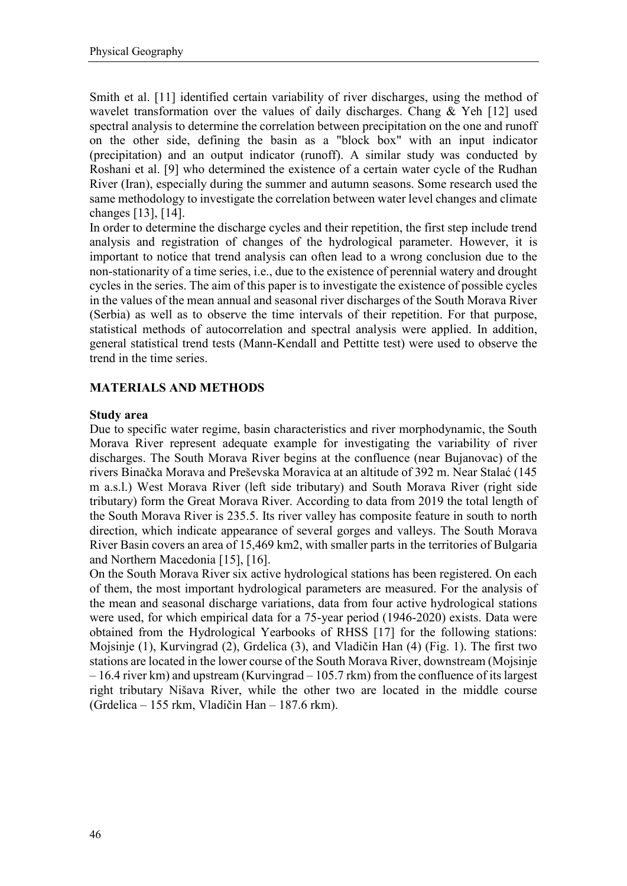Smith et al. [11] identified certain variability of river discharges, using the method of wavelet transformation over the values of daily discharges. Chang & Yeh [12] used spectral analysis to determine the correlation between precipitation on the one and runoff on the other side, defining the basin as a "block box" with an input indicator (precipitation) and an output indicator (runoff). A similar study was conducted by Roshani et al. [9] who determined the existence of a certain water cycle of the Rudhan River (Iran), especially during the summer and autumn seasons. Some research used the same methodology to investigate the correlation between water level changes and climate changes [13], [14].

In order to determine the discharge cycles and their repetition, the first step include trend analysis and registration of changes of the hydrological parameter. However, it is important to notice that trend analysis can often lead to a wrong conclusion due to the non-stationarity of a time series, i.e., due to the existence of perennial watery and drought cycles in the series. The aim of this paper is to investigate the existence of possible cycles in the values of the mean annual and seasonal river discharges of the South Morava River (Serbia) as well as to observe the time intervals of their repetition. For that purpose, statistical methods of autocorrelation and spectral analysis were applied. In addition, general statistical trend tests (Mann-Kendall and Pettitte test) were used to observe the trend in the time series.

## MATERIALS AND METHODS

### Study area

Due to specific water regime, basin characteristics and river morphodynamic, the South Morava River represent adequate example for investigating the variability of river discharges. The South Morava River begins at the confluence (near Bujanovac) of the rivers Binačka Morava and Preševska Moravica at an altitude of 392 m. Near Stalać (145 m a.s.l.) West Morava River (left side tributary) and South Morava River (right side tributary) form the Great Morava River. According to data from 2019 the total length of the South Morava River is 235.5. Its river valley has composite feature in south to north direction, which indicate appearance of several gorges and valleys. The South Morava River Basin covers an area of 15,469 km2, with smaller parts in the territories of Bulgaria and Northern Macedonia [15], [16].

On the South Morava River six active hydrological stations has been registered. On each of them, the most important hydrological parameters are measured. For the analysis of the mean and seasonal discharge variations, data from four active hydrological stations were used, for which empirical data for a 75-year period (1946-2020) exists. Data were obtained from the Hydrological Yearbooks of RHSS [17] for the following stations: Mojsinje (1), Kurvingrad (2), Grdelica (3), and Vladičin Han (4) (Fig. 1). The first two stations are located in the lower course of the South Morava River, downstream (Mojsinje – 16.4 river km) and upstream (Kurvingrad – 105.7 rkm) from the confluence of its largest right tributary Nišava River, while the other two are located in the middle course (Grdelica – 155 rkm, Vladičin Han – 187.6 rkm).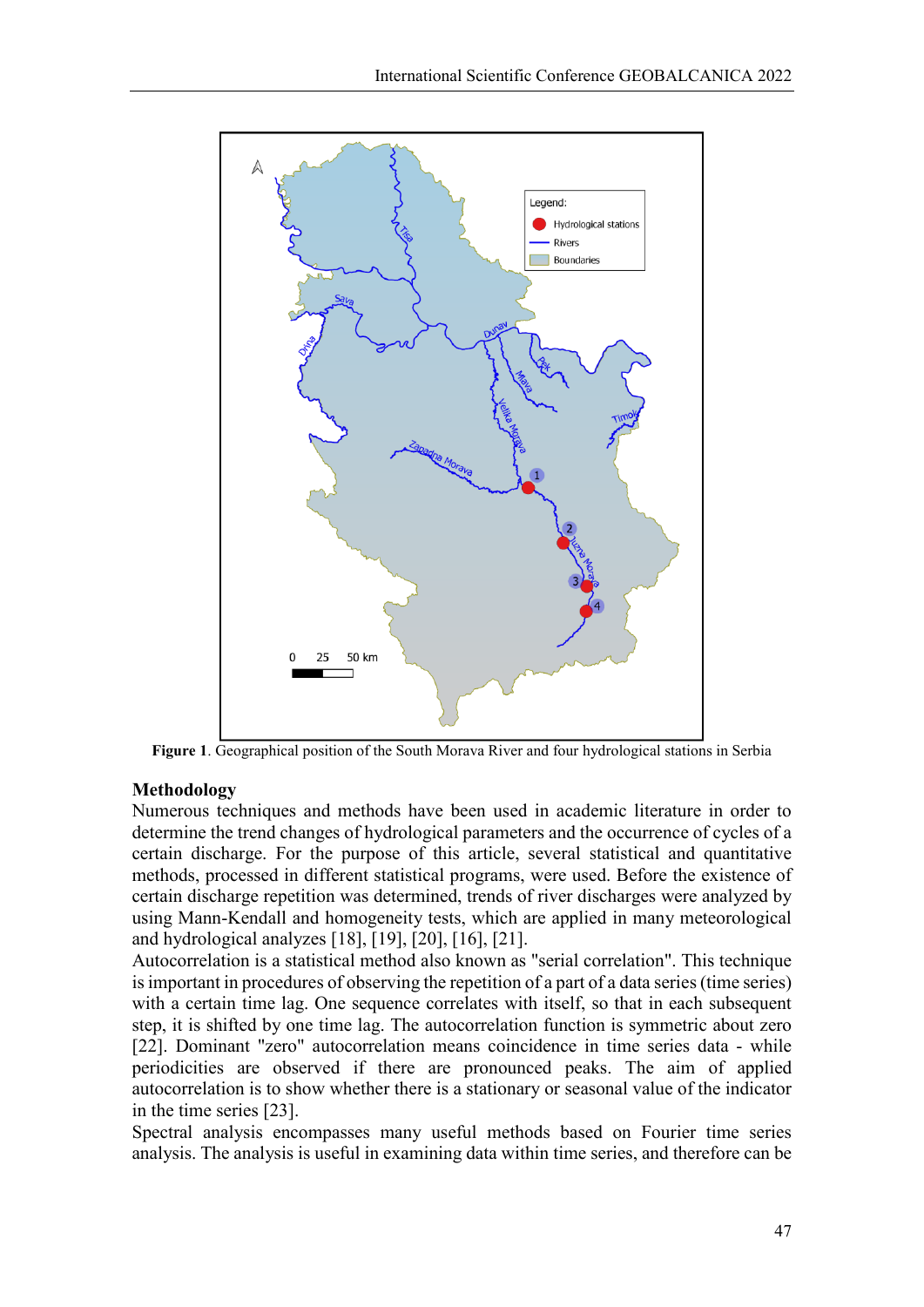**Figure 1**. Geographical position of the South Morava River and four hydrological stations in Serbia

## Methodology

Numerous techniques and methods have been used in academic literature in order to determine the trend changes of hydrological parameters and the occurrence of cycles of a certain discharge. For the purpose of this article, several statistical and quantitative methods, processed in different statistical programs, were used. Before the existence of certain discharge repetition was determined, trends of river discharges were analyzed by using Mann-Kendall and homogeneity tests, which are applied in many meteorological and hydrological analyzes [18], [19], [20], [16], [21].

Autocorrelation is a statistical method also known as "serial correlation". This technique is important in procedures of observing the repetition of a part of a data series (time series) with a certain time lag. One sequence correlates with itself, so that in each subsequent step, it is shifted by one time lag. The autocorrelation function is symmetric about zero [22]. Dominant "zero" autocorrelation means coincidence in time series data - while periodicities are observed if there are pronounced peaks. The aim of applied autocorrelation is to show whether there is a stationary or seasonal value of the indicator in the time series [23].

Spectral analysis encompasses many useful methods based on Fourier time series analysis. The analysis is useful in examining data within time series, and therefore can be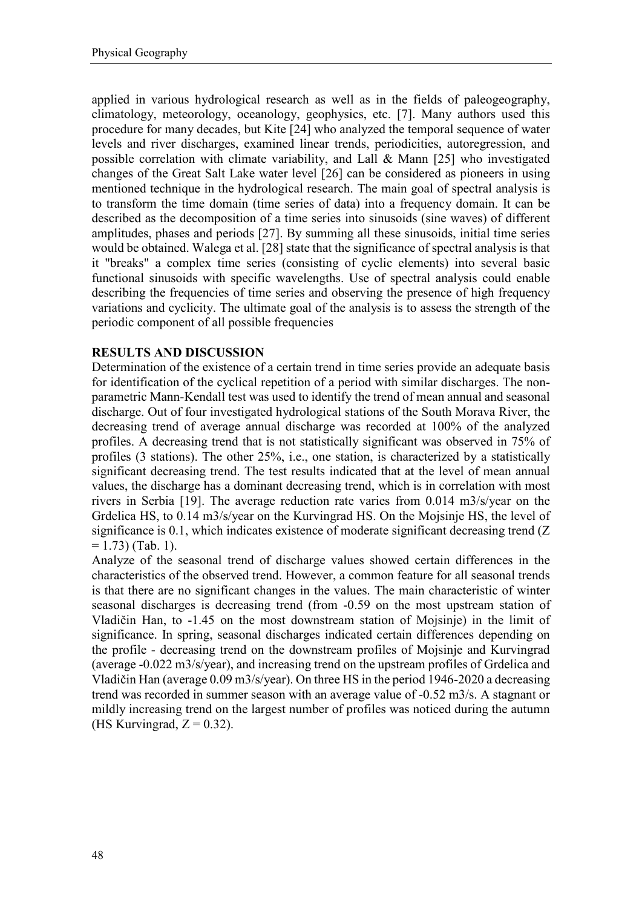applied in various hydrological research as well as in the fields of paleogeography, climatology, meteorology, oceanology, geophysics, etc. [7]. Many authors used this procedure for many decades, but Kite [24] who analyzed the temporal sequence of water levels and river discharges, examined linear trends, periodicities, autoregression, and possible correlation with climate variability, and Lall & Mann [25] who investigated changes of the Great Salt Lake water level [26] can be considered as pioneers in using mentioned technique in the hydrological research. The main goal of spectral analysis is to transform the time domain (time series of data) into a frequency domain. It can be described as the decomposition of a time series into sinusoids (sine waves) of different amplitudes, phases and periods [27]. By summing all these sinusoids, initial time series would be obtained. Walega et al. [28] state that the significance of spectral analysis is that it "breaks" a complex time series (consisting of cyclic elements) into several basic functional sinusoids with specific wavelengths. Use of spectral analysis could enable describing the frequencies of time series and observing the presence of high frequency variations and cyclicity. The ultimate goal of the analysis is to assess the strength of the periodic component of all possible frequencies

## RESULTS AND DISCUSSION

Determination of the existence of a certain trend in time series provide an adequate basis for identification of the cyclical repetition of a period with similar discharges. The non-parametric Mann-Kendall test was used to identify the trend of mean annual and seasonal discharge. Out of four investigated hydrological stations of the South Morava River, the decreasing trend of average annual discharge was recorded at 100% of the analyzed profiles. A decreasing trend that is not statistically significant was observed in 75% of profiles (3 stations). The other 25%, i.e., one station, is characterized by a statistically significant decreasing trend. The test results indicated that at the level of mean annual values, the discharge has a dominant decreasing trend, which is in correlation with most rivers in Serbia [19]. The average reduction rate varies from 0.014 m3/s/year on the Grdelica HS, to 0.14 m3/s/year on the Kurvingrad HS. On the Mojsinje HS, the level of significance is 0.1, which indicates existence of moderate significant decreasing trend ($Z = 1.73$) (Tab. 1).

Analyze of the seasonal trend of discharge values showed certain differences in the characteristics of the observed trend. However, a common feature for all seasonal trends is that there are no significant changes in the values. The main characteristic of winter seasonal discharges is decreasing trend (from -0.59 on the most upstream station of Vladičin Han, to -1.45 on the most downstream station of Mojsinje) in the limit of significance. In spring, seasonal discharges indicated certain differences depending on the profile - decreasing trend on the downstream profiles of Mojsinje and Kurvingrad (average -0.022 m3/s/year), and increasing trend on the upstream profiles of Grdelica and Vladičin Han (average 0.09 m3/s/year). On three HS in the period 1946-2020 a decreasing trend was recorded in summer season with an average value of -0.52 m3/s. A stagnant or mildly increasing trend on the largest number of profiles was noticed during the autumn (HS Kurvingrad, $Z = 0.32$).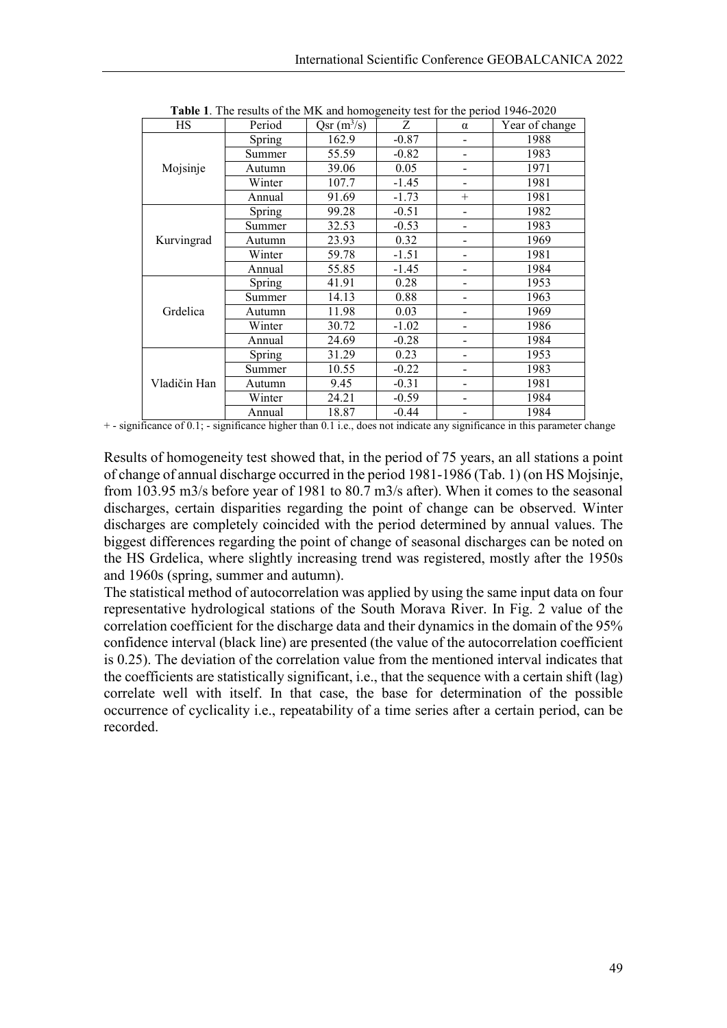**Table 1**. The results of the MK and homogeneity test for the period 1946-2020

| HS | Period | Qsr ($m^3/s$) | Z | α | Year of change |
|---|---|---|---|---|---|
| Mojsinje | Spring | 162.9 | -0.87 | - | 1988 |
| | Summer | 55.59 | -0.82 | - | 1983 |
| | Autumn | 39.06 | 0.05 | - | 1971 |
| | Winter | 107.7 | -1.45 | - | 1981 |
| | Annual | 91.69 | -1.73 | + | 1981 |
| Kurvingrad | Spring | 99.28 | -0.51 | - | 1982 |
| | Summer | 32.53 | -0.53 | - | 1983 |
| | Autumn | 23.93 | 0.32 | - | 1969 |
| | Winter | 59.78 | -1.51 | - | 1981 |
| | Annual | 55.85 | -1.45 | - | 1984 |
| Grdelica | Spring | 41.91 | 0.28 | - | 1953 |
| | Summer | 14.13 | 0.88 | - | 1963 |
| | Autumn | 11.98 | 0.03 | - | 1969 |
| | Winter | 30.72 | -1.02 | - | 1986 |
| | Annual | 24.69 | -0.28 | - | 1984 |
| Vladičin Han | Spring | 31.29 | 0.23 | - | 1953 |
| | Summer | 10.55 | -0.22 | - | 1983 |
| | Autumn | 9.45 | -0.31 | - | 1981 |
| | Winter | 24.21 | -0.59 | - | 1984 |
| | Annual | 18.87 | -0.44 | - | 1984 |

+ - significance of 0.1; - significance higher than 0.1 i.e., does not indicate any significance in this parameter change

Results of homogeneity test showed that, in the period of 75 years, an all stations a point of change of annual discharge occurred in the period 1981-1986 (Tab. 1) (on HS Mojsinje, from 103.95 m3/s before year of 1981 to 80.7 m3/s after). When it comes to the seasonal discharges, certain disparities regarding the point of change can be observed. Winter discharges are completely coincided with the period determined by annual values. The biggest differences regarding the point of change of seasonal discharges can be noted on the HS Grdelica, where slightly increasing trend was registered, mostly after the 1950s and 1960s (spring, summer and autumn).

The statistical method of autocorrelation was applied by using the same input data on four representative hydrological stations of the South Morava River. In Fig. 2 value of the correlation coefficient for the discharge data and their dynamics in the domain of the 95% confidence interval (black line) are presented (the value of the autocorrelation coefficient is 0.25). The deviation of the correlation value from the mentioned interval indicates that the coefficients are statistically significant, i.e., that the sequence with a certain shift (lag) correlate well with itself. In that case, the base for determination of the possible occurrence of cyclicality i.e., repeatability of a time series after a certain period, can be recorded.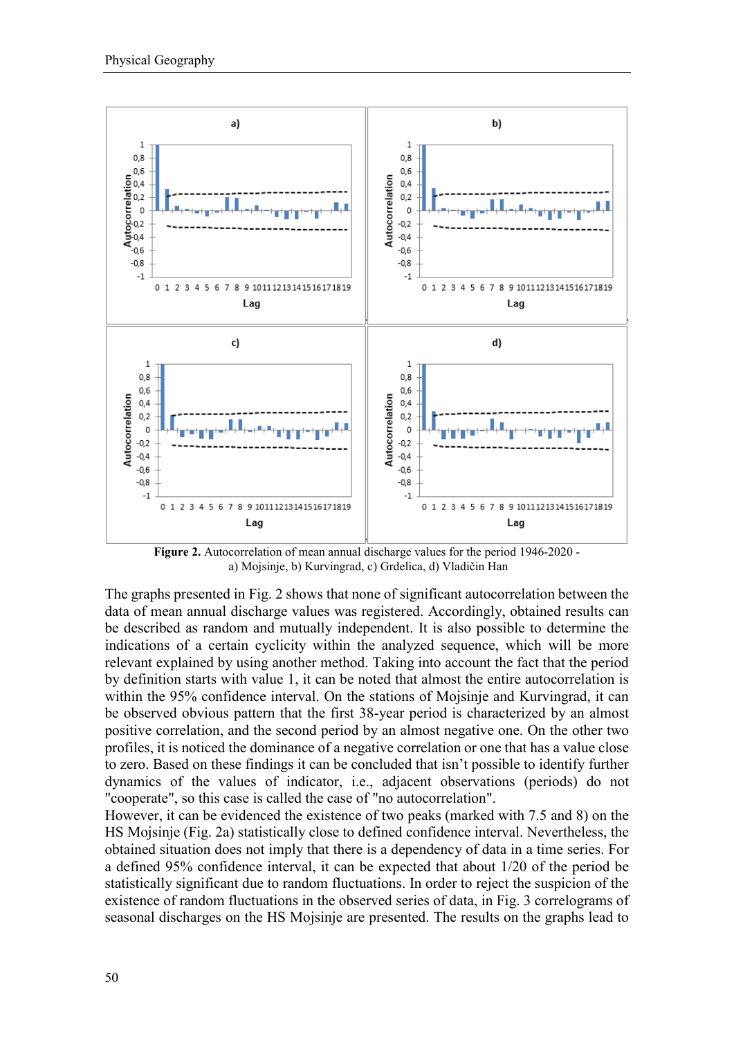**Figure 2.** Autocorrelation of mean annual discharge values for the period 1946-2020 - a) Mojsinje, b) Kurvingrad, c) Grdelica, d) Vladičin Han

The graphs presented in Fig. 2 shows that none of significant autocorrelation between the data of mean annual discharge values was registered. Accordingly, obtained results can be described as random and mutually independent. It is also possible to determine the indications of a certain cyclicity within the analyzed sequence, which will be more relevant explained by using another method. Taking into account the fact that the period by definition starts with value 1, it can be noted that almost the entire autocorrelation is within the 95% confidence interval. On the stations of Mojsinje and Kurvingrad, it can be observed obvious pattern that the first 38-year period is characterized by an almost positive correlation, and the second period by an almost negative one. On the other two profiles, it is noticed the dominance of a negative correlation or one that has a value close to zero. Based on these findings it can be concluded that isn't possible to identify further dynamics of the values of indicator, i.e., adjacent observations (periods) do not "cooperate", so this case is called the case of "no autocorrelation".

However, it can be evidenced the existence of two peaks (marked with 7.5 and 8) on the HS Mojsinje (Fig. 2a) statistically close to defined confidence interval. Nevertheless, the obtained situation does not imply that there is a dependency of data in a time series. For a defined 95% confidence interval, it can be expected that about 1/20 of the period be statistically significant due to random fluctuations. In order to reject the suspicion of the existence of random fluctuations in the observed series of data, in Fig. 3 correlograms of seasonal discharges on the HS Mojsinje are presented. The results on the graphs lead to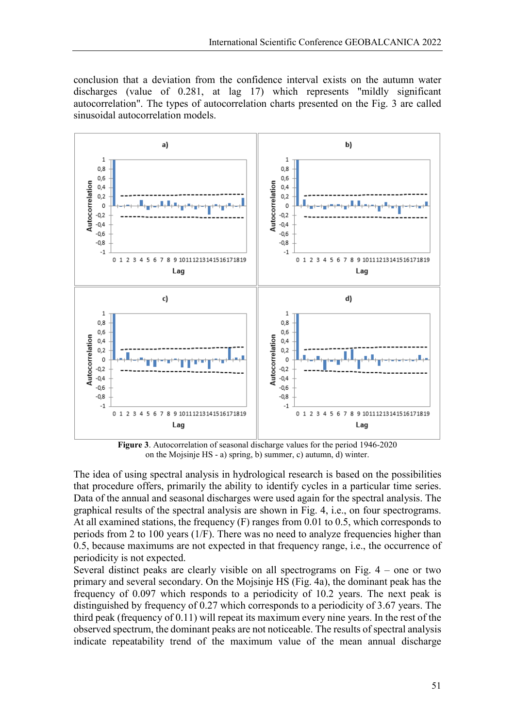conclusion that a deviation from the confidence interval exists on the autumn water discharges (value of 0.281, at lag 17) which represents "mildly significant autocorrelation". The types of autocorrelation charts presented on the Fig. 3 are called sinusoidal autocorrelation models.

**Figure 3**. Autocorrelation of seasonal discharge values for the period 1946-2020 on the Mojsinje HS - a) spring, b) summer, c) autumn, d) winter.

The idea of using spectral analysis in hydrological research is based on the possibilities that procedure offers, primarily the ability to identify cycles in a particular time series. Data of the annual and seasonal discharges were used again for the spectral analysis. The graphical results of the spectral analysis are shown in Fig. 4, i.e., on four spectrograms. At all examined stations, the frequency (F) ranges from 0.01 to 0.5, which corresponds to periods from 2 to 100 years (1/F). There was no need to analyze frequencies higher than 0.5, because maximums are not expected in that frequency range, i.e., the occurrence of periodicity is not expected.

Several distinct peaks are clearly visible on all spectrograms on Fig. 4 – one or two primary and several secondary. On the Mojsinje HS (Fig. 4a), the dominant peak has the frequency of 0.097 which responds to a periodicity of 10.2 years. The next peak is distinguished by frequency of 0.27 which corresponds to a periodicity of 3.67 years. The third peak (frequency of 0.11) will repeat its maximum every nine years. In the rest of the observed spectrum, the dominant peaks are not noticeable. The results of spectral analysis indicate repeatability trend of the maximum value of the mean annual discharge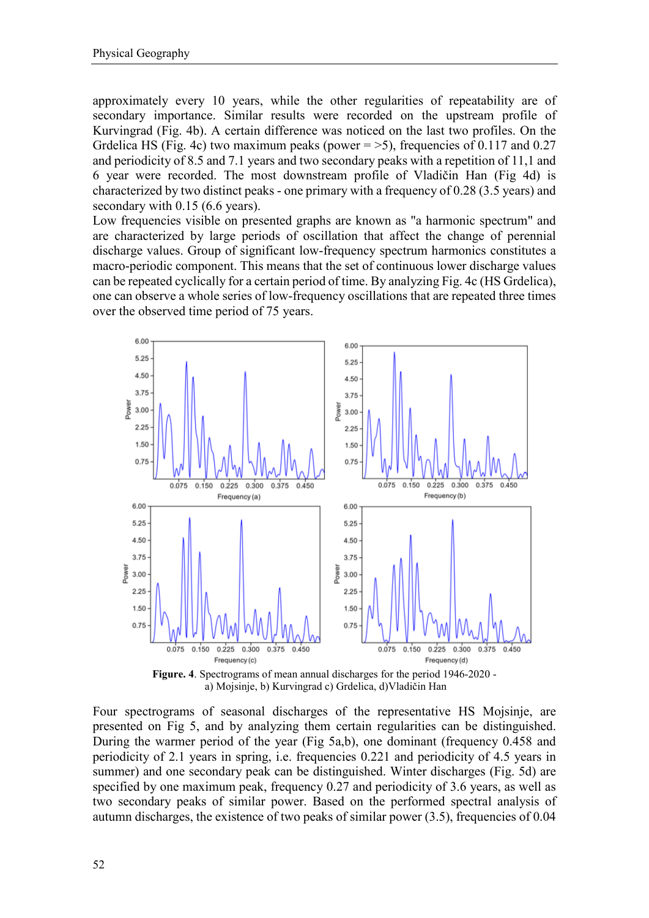approximately every 10 years, while the other regularities of repeatability are of secondary importance. Similar results were recorded on the upstream profile of Kurvingrad (Fig. 4b). A certain difference was noticed on the last two profiles. On the Grdelica HS (Fig. 4c) two maximum peaks (power = >5), frequencies of 0.117 and 0.27 and periodicity of 8.5 and 7.1 years and two secondary peaks with a repetition of 11,1 and 6 year were recorded. The most downstream profile of Vladičin Han (Fig 4d) is characterized by two distinct peaks - one primary with a frequency of 0.28 (3.5 years) and secondary with 0.15 (6.6 years).

Low frequencies visible on presented graphs are known as "a harmonic spectrum" and are characterized by large periods of oscillation that affect the change of perennial discharge values. Group of significant low-frequency spectrum harmonics constitutes a macro-periodic component. This means that the set of continuous lower discharge values can be repeated cyclically for a certain period of time. By analyzing Fig. 4c (HS Grdelica), one can observe a whole series of low-frequency oscillations that are repeated three times over the observed time period of 75 years.

**Figure. 4**. Spectrograms of mean annual discharges for the period 1946-2020 - a) Mojsinje, b) Kurvingrad c) Grdelica, d)Vladičin Han

Four spectrograms of seasonal discharges of the representative HS Mojsinje, are presented on Fig 5, and by analyzing them certain regularities can be distinguished. During the warmer period of the year (Fig 5a,b), one dominant (frequency 0.458 and periodicity of 2.1 years in spring, i.e. frequencies 0.221 and periodicity of 4.5 years in summer) and one secondary peak can be distinguished. Winter discharges (Fig. 5d) are specified by one maximum peak, frequency 0.27 and periodicity of 3.6 years, as well as two secondary peaks of similar power. Based on the performed spectral analysis of autumn discharges, the existence of two peaks of similar power (3.5), frequencies of 0.04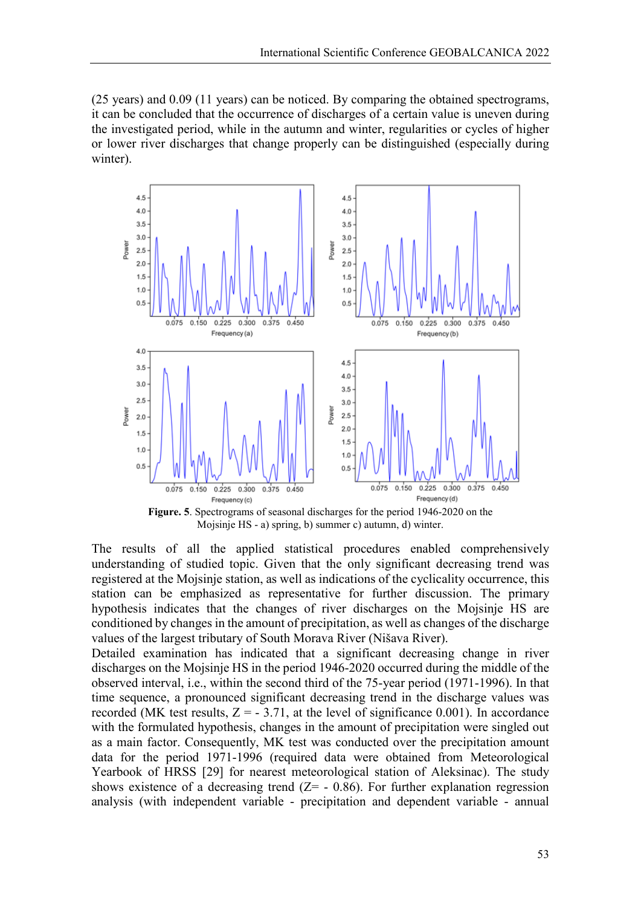(25 years) and 0.09 (11 years) can be noticed. By comparing the obtained spectrograms, it can be concluded that the occurrence of discharges of a certain value is uneven during the investigated period, while in the autumn and winter, regularities or cycles of higher or lower river discharges that change properly can be distinguished (especially during winter).

**Figure. 5**. Spectrograms of seasonal discharges for the period 1946-2020 on the Mojsinje HS - a) spring, b) summer c) autumn, d) winter.

The results of all the applied statistical procedures enabled comprehensively understanding of studied topic. Given that the only significant decreasing trend was registered at the Mojsinje station, as well as indications of the cyclicality occurrence, this station can be emphasized as representative for further discussion. The primary hypothesis indicates that the changes of river discharges on the Mojsinje HS are conditioned by changes in the amount of precipitation, as well as changes of the discharge values of the largest tributary of South Morava River (Nišava River).

Detailed examination has indicated that a significant decreasing change in river discharges on the Mojsinje HS in the period 1946-2020 occurred during the middle of the observed interval, i.e., within the second third of the 75-year period (1971-1996). In that time sequence, a pronounced significant decreasing trend in the discharge values was recorded (MK test results, Z = - 3.71, at the level of significance 0.001). In accordance with the formulated hypothesis, changes in the amount of precipitation were singled out as a main factor. Consequently, MK test was conducted over the precipitation amount data for the period 1971-1996 (required data were obtained from Meteorological Yearbook of HRSS [29] for nearest meteorological station of Aleksinac). The study shows existence of a decreasing trend (Z= - 0.86). For further explanation regression analysis (with independent variable - precipitation and dependent variable - annual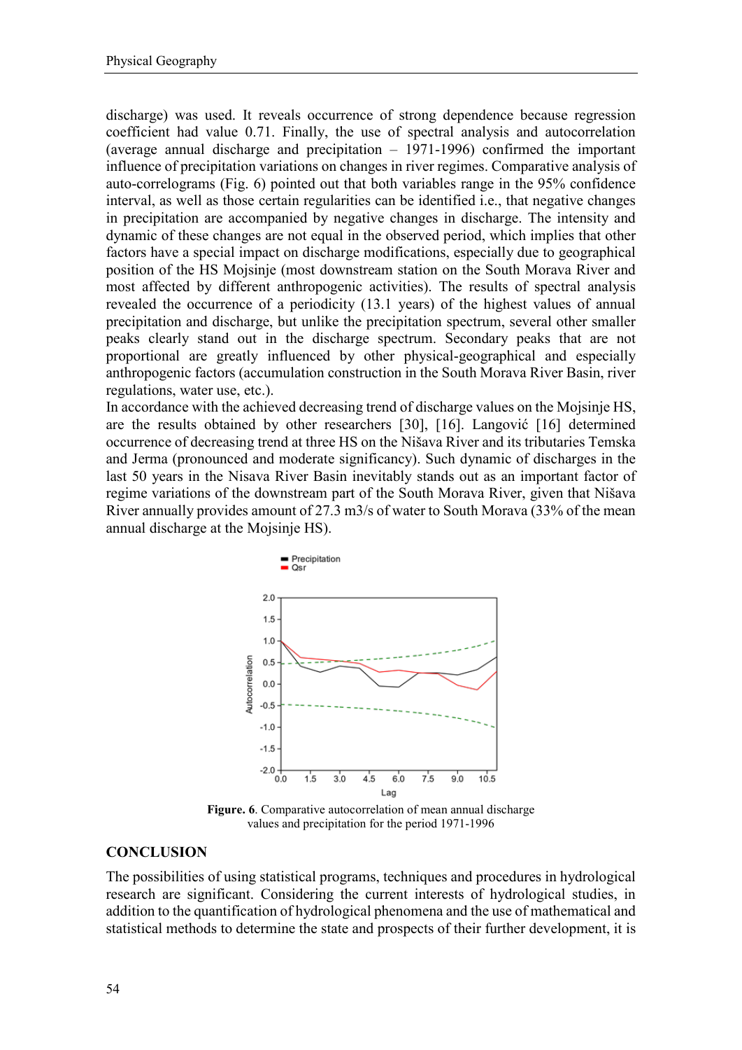discharge) was used. It reveals occurrence of strong dependence because regression coefficient had value 0.71. Finally, the use of spectral analysis and autocorrelation (average annual discharge and precipitation – 1971-1996) confirmed the important influence of precipitation variations on changes in river regimes. Comparative analysis of auto-correlograms (Fig. 6) pointed out that both variables range in the 95% confidence interval, as well as those certain regularities can be identified i.e., that negative changes in precipitation are accompanied by negative changes in discharge. The intensity and dynamic of these changes are not equal in the observed period, which implies that other factors have a special impact on discharge modifications, especially due to geographical position of the HS Mojsinje (most downstream station on the South Morava River and most affected by different anthropogenic activities). The results of spectral analysis revealed the occurrence of a periodicity (13.1 years) of the highest values of annual precipitation and discharge, but unlike the precipitation spectrum, several other smaller peaks clearly stand out in the discharge spectrum. Secondary peaks that are not proportional are greatly influenced by other physical-geographical and especially anthropogenic factors (accumulation construction in the South Morava River Basin, river regulations, water use, etc.).

In accordance with the achieved decreasing trend of discharge values on the Mojsinje HS, are the results obtained by other researchers [30], [16]. Langović [16] determined occurrence of decreasing trend at three HS on the Nišava River and its tributaries Temska and Jerma (pronounced and moderate significancy). Such dynamic of discharges in the last 50 years in the Nisava River Basin inevitably stands out as an important factor of regime variations of the downstream part of the South Morava River, given that Nišava River annually provides amount of 27.3 m3/s of water to South Morava (33% of the mean annual discharge at the Mojsinje HS).

**Figure. 6**. Comparative autocorrelation of mean annual discharge values and precipitation for the period 1971-1996

## CONCLUSION

The possibilities of using statistical programs, techniques and procedures in hydrological research are significant. Considering the current interests of hydrological studies, in addition to the quantification of hydrological phenomena and the use of mathematical and statistical methods to determine the state and prospects of their further development, it is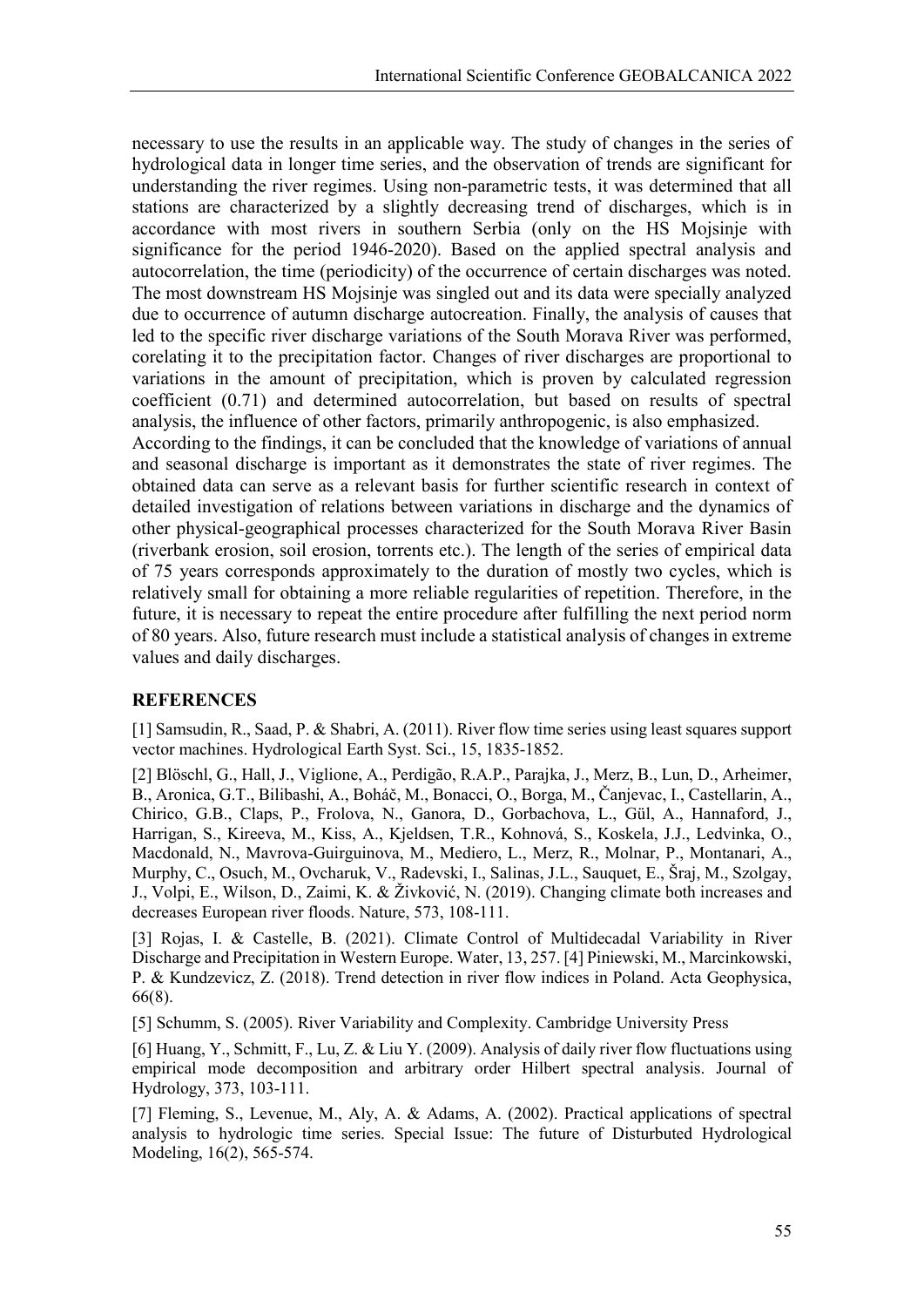necessary to use the results in an applicable way. The study of changes in the series of hydrological data in longer time series, and the observation of trends are significant for understanding the river regimes. Using non-parametric tests, it was determined that all stations are characterized by a slightly decreasing trend of discharges, which is in accordance with most rivers in southern Serbia (only on the HS Mojsinje with significance for the period 1946-2020). Based on the applied spectral analysis and autocorrelation, the time (periodicity) of the occurrence of certain discharges was noted. The most downstream HS Mojsinje was singled out and its data were specially analyzed due to occurrence of autumn discharge autocreation. Finally, the analysis of causes that led to the specific river discharge variations of the South Morava River was performed, corelating it to the precipitation factor. Changes of river discharges are proportional to variations in the amount of precipitation, which is proven by calculated regression coefficient (0.71) and determined autocorrelation, but based on results of spectral analysis, the influence of other factors, primarily anthropogenic, is also emphasized.

According to the findings, it can be concluded that the knowledge of variations of annual and seasonal discharge is important as it demonstrates the state of river regimes. The obtained data can serve as a relevant basis for further scientific research in context of detailed investigation of relations between variations in discharge and the dynamics of other physical-geographical processes characterized for the South Morava River Basin (riverbank erosion, soil erosion, torrents etc.). The length of the series of empirical data of 75 years corresponds approximately to the duration of mostly two cycles, which is relatively small for obtaining a more reliable regularities of repetition. Therefore, in the future, it is necessary to repeat the entire procedure after fulfilling the next period norm of 80 years. Also, future research must include a statistical analysis of changes in extreme values and daily discharges.

## REFERENCES

[1] Samsudin, R., Saad, P. & Shabri, A. (2011). River flow time series using least squares support vector machines. Hydrological Earth Syst. Sci., 15, 1835-1852.

[2] Blöschl, G., Hall, J., Viglione, A., Perdigão, R.A.P., Parajka, J., Merz, B., Lun, D., Arheimer, B., Aronica, G.T., Bilibashi, A., Boháč, M., Bonacci, O., Borga, M., Čanjevac, I., Castellarin, A., Chirico, G.B., Claps, P., Frolova, N., Ganora, D., Gorbachova, L., Gül, A., Hannaford, J., Harrigan, S., Kireeva, M., Kiss, A., Kjeldsen, T.R., Kohnová, S., Koskela, J.J., Ledvinka, O., Macdonald, N., Mavrova-Guirguinova, M., Mediero, L., Merz, R., Molnar, P., Montanari, A., Murphy, C., Osuch, M., Ovcharuk, V., Radevski, I., Salinas, J.L., Sauquet, E., Šraj, M., Szolgay, J., Volpi, E., Wilson, D., Zaimi, K. & Živković, N. (2019). Changing climate both increases and decreases European river floods. Nature, 573, 108-111.

[3] Rojas, I. & Castelle, B. (2021). Climate Control of Multidecadal Variability in River Discharge and Precipitation in Western Europe. Water, 13, 257. [4] Piniewski, M., Marcinkowski, P. & Kundzevicz, Z. (2018). Trend detection in river flow indices in Poland. Acta Geophysica, 66(8).

[5] Schumm, S. (2005). River Variability and Complexity. Cambridge University Press

[6] Huang, Y., Schmitt, F., Lu, Z. & Liu Y. (2009). Analysis of daily river flow fluctuations using empirical mode decomposition and arbitrary order Hilbert spectral analysis. Journal of Hydrology, 373, 103-111.

[7] Fleming, S., Levenue, M., Aly, A. & Adams, A. (2002). Practical applications of spectral analysis to hydrologic time series. Special Issue: The future of Disturbuted Hydrological Modeling, 16(2), 565-574.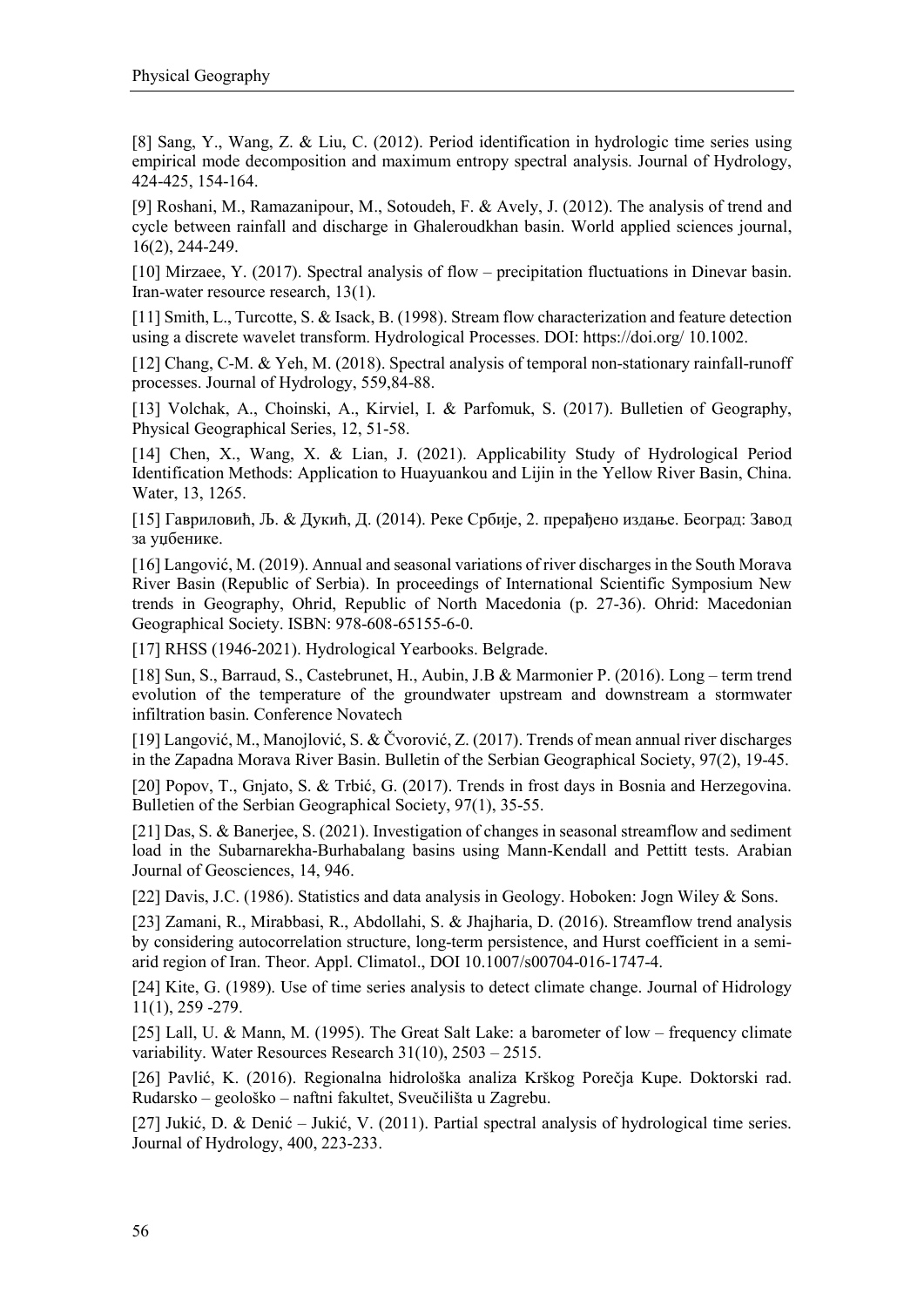[8] Sang, Y., Wang, Z. & Liu, C. (2012). Period identification in hydrologic time series using empirical mode decomposition and maximum entropy spectral analysis. Journal of Hydrology, 424-425, 154-164.

[9] Roshani, M., Ramazanipour, M., Sotoudeh, F. & Avely, J. (2012). The analysis of trend and cycle between rainfall and discharge in Ghaleroudkhan basin. World applied sciences journal, 16(2), 244-249.

[10] Mirzaee, Y. (2017). Spectral analysis of flow – precipitation fluctuations in Dinevar basin. Iran-water resource research, 13(1).

[11] Smith, L., Turcotte, S. & Isack, B. (1998). Stream flow characterization and feature detection using a discrete wavelet transform. Hydrological Processes. DOI: https://doi.org/ 10.1002.

[12] Chang, C-M. & Yeh, M. (2018). Spectral analysis of temporal non-stationary rainfall-runoff processes. Journal of Hydrology, 559,84-88.

[13] Volchak, A., Choinski, A., Kirviel, I. & Parfomuk, S. (2017). Bulletien of Geography, Physical Geographical Series, 12, 51-58.

[14] Chen, X., Wang, X. & Lian, J. (2021). Applicability Study of Hydrological Period Identification Methods: Application to Huayuankou and Lijin in the Yellow River Basin, China. Water, 13, 1265.

[15] Гавриловић, Љ. & Дукић, Д. (2014). Реке Србије, 2. прерађено издање. Београд: Завод за уџбенике.

[16] Langović, M. (2019). Annual and seasonal variations of river discharges in the South Morava River Basin (Republic of Serbia). In proceedings of International Scientific Symposium New trends in Geography, Ohrid, Republic of North Macedonia (p. 27-36). Ohrid: Macedonian Geographical Society. ISBN: 978-608-65155-6-0.

[17] RHSS (1946-2021). Hydrological Yearbooks. Belgrade.

[18] Sun, S., Barraud, S., Castebrunet, H., Aubin, J.B & Marmonier P. (2016). Long – term trend evolution of the temperature of the groundwater upstream and downstream a stormwater infiltration basin. Conference Novatech

[19] Langović, M., Manojlović, S. & Čvorović, Z. (2017). Trends of mean annual river discharges in the Zapadna Morava River Basin. Bulletin of the Serbian Geographical Society, 97(2), 19-45.

[20] Popov, T., Gnjato, S. & Trbić, G. (2017). Trends in frost days in Bosnia and Herzegovina. Bulletien of the Serbian Geographical Society, 97(1), 35-55.

[21] Das, S. & Banerjee, S. (2021). Investigation of changes in seasonal streamflow and sediment load in the Subarnarekha-Burhabalang basins using Mann-Kendall and Pettitt tests. Arabian Journal of Geosciences, 14, 946.

[22] Davis, J.C. (1986). Statistics and data analysis in Geology. Hoboken: Jogn Wiley & Sons.

[23] Zamani, R., Mirabbasi, R., Abdollahi, S. & Jhajharia, D. (2016). Streamflow trend analysis by considering autocorrelation structure, long-term persistence, and Hurst coefficient in a semi-arid region of Iran. Theor. Appl. Climatol., DOI 10.1007/s00704-016-1747-4.

[24] Kite, G. (1989). Use of time series analysis to detect climate change. Journal of Hidrology 11(1), 259 -279.

[25] Lall, U. & Mann, M. (1995). The Great Salt Lake: a barometer of low – frequency climate variability. Water Resources Research 31(10), 2503 – 2515.

[26] Pavlić, K. (2016). Regionalna hidrološka analiza Krškog Porečja Kupe. Doktorski rad. Rudarsko – geološko – naftni fakultet, Sveučilišta u Zagrebu.

[27] Jukić, D. & Denić – Jukić, V. (2011). Partial spectral analysis of hydrological time series. Journal of Hydrology, 400, 223-233.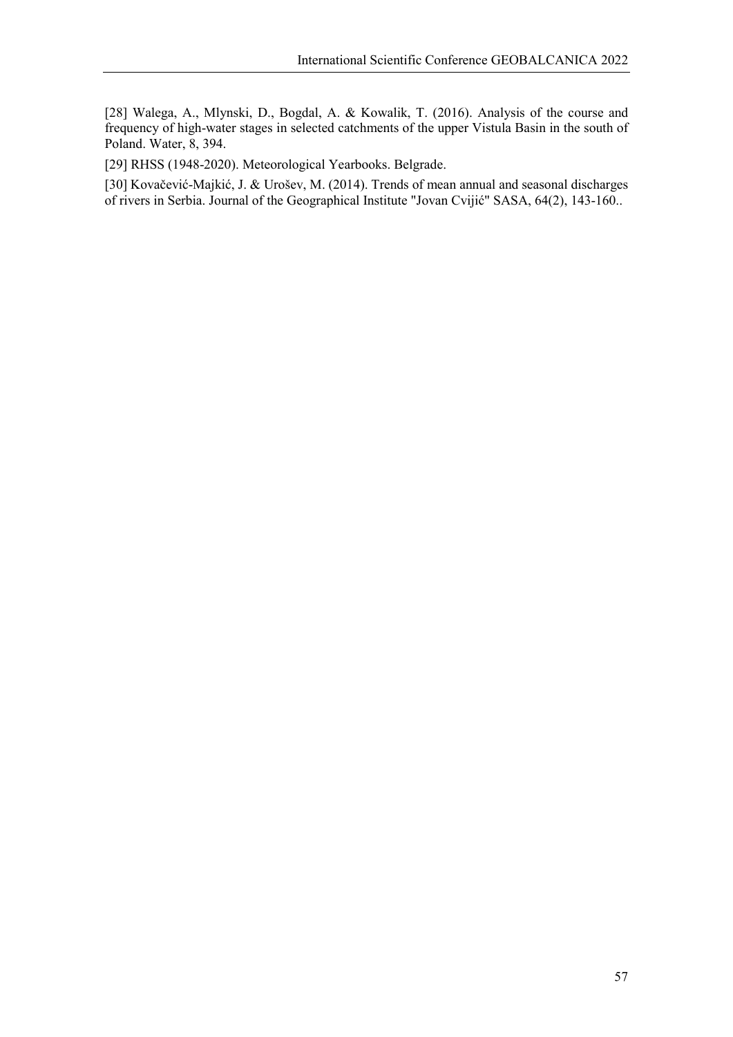[28] Walega, A., Mlynski, D., Bogdal, A. & Kowalik, T. (2016). Analysis of the course and frequency of high-water stages in selected catchments of the upper Vistula Basin in the south of Poland. Water, 8, 394.

[29] RHSS (1948-2020). Meteorological Yearbooks. Belgrade.

[30] Kovačević-Majkić, J. & Urošev, M. (2014). Trends of mean annual and seasonal discharges of rivers in Serbia. Journal of the Geographical Institute "Jovan Cvijić" SASA, 64(2), 143-160..